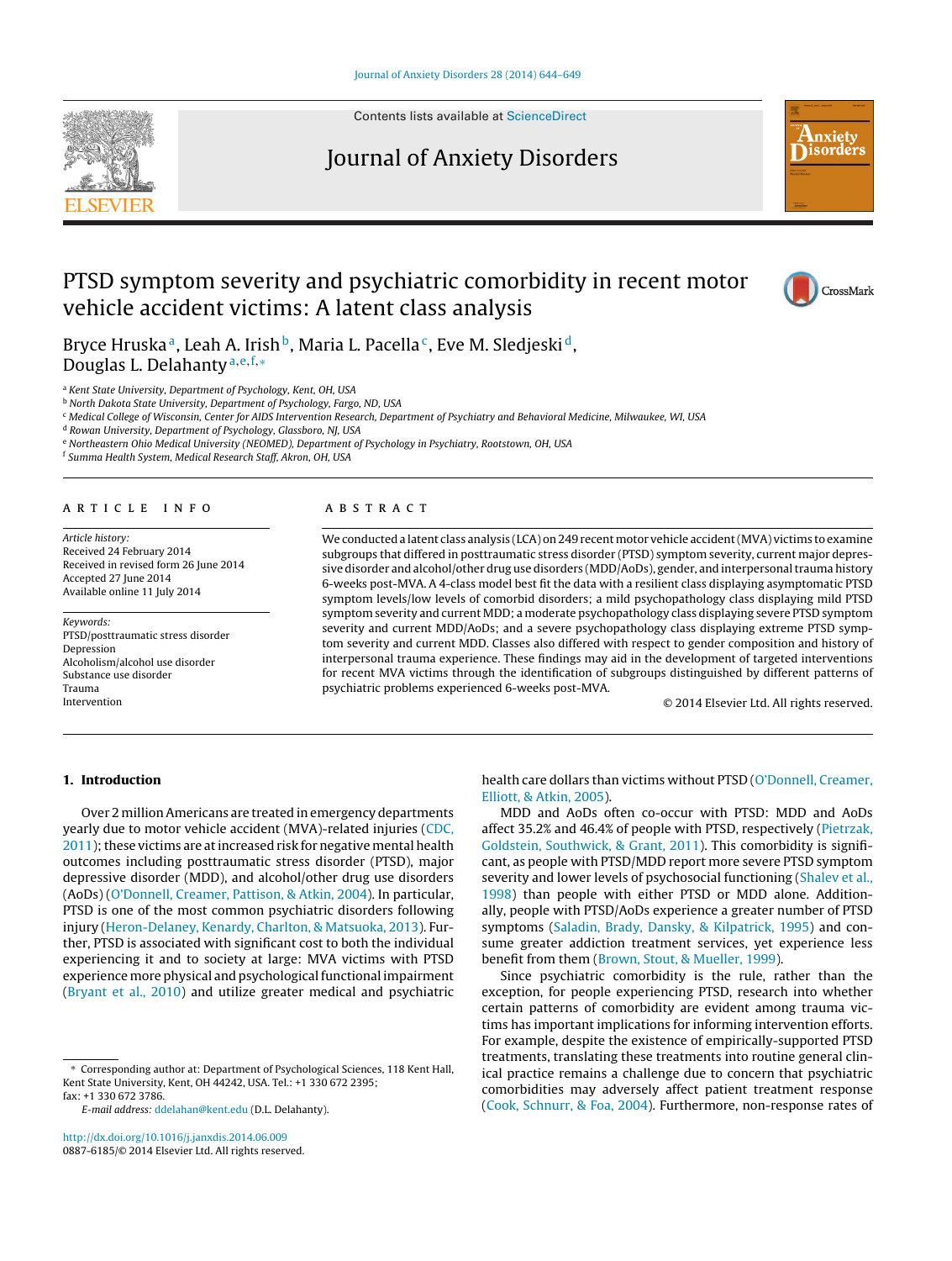# PTSD symptom severity and psychiatric comorbidity in recent motor vehicle accident victims: A latent class analysis

Bryce Hruska[a], Leah A. Irish[b], Maria L. Pacella[c], Eve M. Sledjeski[d], Douglas L. Delahanty[a,e,f,*]

[a] Kent State University, Department of Psychology, Kent, OH, USA
[b] North Dakota State University, Department of Psychology, Fargo, ND, USA
[c] Medical College of Wisconsin, Center for AIDS Intervention Research, Department of Psychiatry and Behavioral Medicine, Milwaukee, WI, USA
[d] Rowan University, Department of Psychology, Glassboro, NJ, USA
[e] Northeastern Ohio Medical University (NEOMED), Department of Psychology in Psychiatry, Rootstown, OH, USA
[f] Summa Health System, Medical Research Staff, Akron, OH, USA

## ARTICLE INFO

*Article history:*
Received 24 February 2014
Received in revised form 26 June 2014
Accepted 27 June 2014
Available online 11 July 2014

*Keywords:*
PTSD/posttraumatic stress disorder
Depression
Alcoholism/alcohol use disorder
Substance use disorder
Trauma
Intervention

## ABSTRACT

We conducted a latent class analysis (LCA) on 249 recent motor vehicle accident (MVA) victims to examine subgroups that differed in posttraumatic stress disorder (PTSD) symptom severity, current major depressive disorder and alcohol/other drug use disorders (MDD/AoDs), gender, and interpersonal trauma history 6-weeks post-MVA. A 4-class model best fit the data with a resilient class displaying asymptomatic PTSD symptom levels/low levels of comorbid disorders; a mild psychopathology class displaying mild PTSD symptom severity and current MDD; a moderate psychopathology class displaying severe PTSD symptom severity and current MDD/AoDs; and a severe psychopathology class displaying extreme PTSD symptom severity and current MDD. Classes also differed with respect to gender composition and history of interpersonal trauma experience. These findings may aid in the development of targeted interventions for recent MVA victims through the identification of subgroups distinguished by different patterns of psychiatric problems experienced 6-weeks post-MVA.

© 2014 Elsevier Ltd. All rights reserved.

## 1. Introduction

Over 2 million Americans are treated in emergency departments yearly due to motor vehicle accident (MVA)-related injuries (CDC, 2011); these victims are at increased risk for negative mental health outcomes including posttraumatic stress disorder (PTSD), major depressive disorder (MDD), and alcohol/other drug use disorders (AoDs) (O'Donnell, Creamer, Pattison, & Atkin, 2004). In particular, PTSD is one of the most common psychiatric disorders following injury (Heron-Delaney, Kenardy, Charlton, & Matsuoka, 2013). Further, PTSD is associated with significant cost to both the individual experiencing it and to society at large: MVA victims with PTSD experience more physical and psychological functional impairment (Bryant et al., 2010) and utilize greater medical and psychiatric health care dollars than victims without PTSD (O'Donnell, Creamer, Elliott, & Atkin, 2005).

MDD and AoDs often co-occur with PTSD: MDD and AoDs affect 35.2% and 46.4% of people with PTSD, respectively (Pietrzak, Goldstein, Southwick, & Grant, 2011). This comorbidity is significant, as people with PTSD/MDD report more severe PTSD symptom severity and lower levels of psychosocial functioning (Shalev et al., 1998) than people with either PTSD or MDD alone. Additionally, people with PTSD/AoDs experience a greater number of PTSD symptoms (Saladin, Brady, Dansky, & Kilpatrick, 1995) and consume greater addiction treatment services, yet experience less benefit from them (Brown, Stout, & Mueller, 1999).

Since psychiatric comorbidity is the rule, rather than the exception, for people experiencing PTSD, research into whether certain patterns of comorbidity are evident among trauma victims has important implications for informing intervention efforts. For example, despite the existence of empirically-supported PTSD treatments, translating these treatments into routine general clinical practice remains a challenge due to concern that psychiatric comorbidities may adversely affect patient treatment response (Cook, Schnurr, & Foa, 2004). Furthermore, non-response rates of

\* Corresponding author at: Department of Psychological Sciences, 118 Kent Hall, Kent State University, Kent, OH 44242, USA. Tel.: +1 330 672 2395; fax: +1 330 672 3786.
*E-mail address:* ddelahan@kent.edu (D.L. Delahanty).

http://dx.doi.org/10.1016/j.janxdis.2014.06.009
0887-6185/© 2014 Elsevier Ltd. All rights reserved.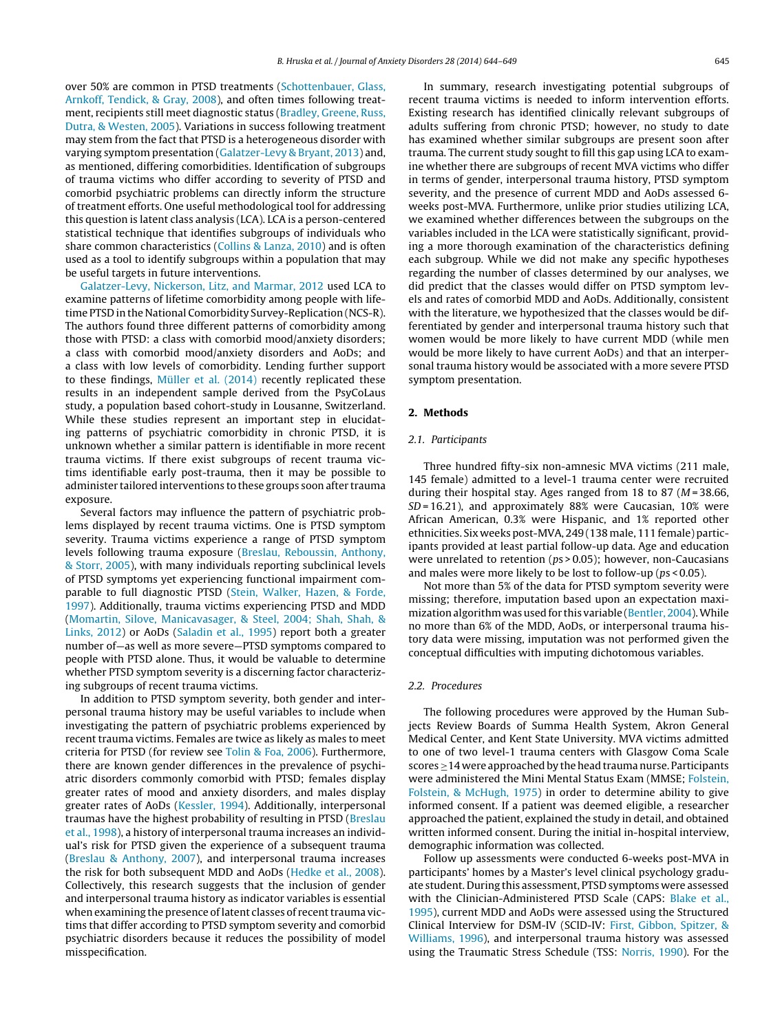over 50% are common in PTSD treatments (Schottenbauer, Glass, Arnkoff, Tendick, & Gray, 2008), and often times following treatment, recipients still meet diagnostic status (Bradley, Greene, Russ, Dutra, & Westen, 2005). Variations in success following treatment may stem from the fact that PTSD is a heterogeneous disorder with varying symptom presentation (Galatzer-Levy & Bryant, 2013) and, as mentioned, differing comorbidities. Identification of subgroups of trauma victims who differ according to severity of PTSD and comorbid psychiatric problems can directly inform the structure of treatment efforts. One useful methodological tool for addressing this question is latent class analysis (LCA). LCA is a person-centered statistical technique that identifies subgroups of individuals who share common characteristics (Collins & Lanza, 2010) and is often used as a tool to identify subgroups within a population that may be useful targets in future interventions.

Galatzer-Levy, Nickerson, Litz, and Marmar, 2012 used LCA to examine patterns of lifetime comorbidity among people with lifetime PTSD in the National Comorbidity Survey-Replication (NCS-R). The authors found three different patterns of comorbidity among those with PTSD: a class with comorbid mood/anxiety disorders; a class with comorbid mood/anxiety disorders and AoDs; and a class with low levels of comorbidity. Lending further support to these findings, Müller et al. (2014) recently replicated these results in an independent sample derived from the PsyCoLaus study, a population based cohort-study in Lousanne, Switzerland. While these studies represent an important step in elucidating patterns of psychiatric comorbidity in chronic PTSD, it is unknown whether a similar pattern is identifiable in more recent trauma victims. If there exist subgroups of recent trauma victims identifiable early post-trauma, then it may be possible to administer tailored interventions to these groups soon after trauma exposure.

Several factors may influence the pattern of psychiatric problems displayed by recent trauma victims. One is PTSD symptom severity. Trauma victims experience a range of PTSD symptom levels following trauma exposure (Breslau, Reboussin, Anthony, & Storr, 2005), with many individuals reporting subclinical levels of PTSD symptoms yet experiencing functional impairment comparable to full diagnostic PTSD (Stein, Walker, Hazen, & Forde, 1997). Additionally, trauma victims experiencing PTSD and MDD (Momartin, Silove, Manicavasager, & Steel, 2004; Shah, Shah, & Links, 2012) or AoDs (Saladin et al., 1995) report both a greater number of—as well as more severe—PTSD symptoms compared to people with PTSD alone. Thus, it would be valuable to determine whether PTSD symptom severity is a discerning factor characterizing subgroups of recent trauma victims.

In addition to PTSD symptom severity, both gender and interpersonal trauma history may be useful variables to include when investigating the pattern of psychiatric problems experienced by recent trauma victims. Females are twice as likely as males to meet criteria for PTSD (for review see Tolin & Foa, 2006). Furthermore, there are known gender differences in the prevalence of psychiatric disorders commonly comorbid with PTSD; females display greater rates of mood and anxiety disorders, and males display greater rates of AoDs (Kessler, 1994). Additionally, interpersonal traumas have the highest probability of resulting in PTSD (Breslau et al., 1998), a history of interpersonal trauma increases an individual's risk for PTSD given the experience of a subsequent trauma (Breslau & Anthony, 2007), and interpersonal trauma increases the risk for both subsequent MDD and AoDs (Hedke et al., 2008). Collectively, this research suggests that the inclusion of gender and interpersonal trauma history as indicator variables is essential when examining the presence of latent classes of recent trauma victims that differ according to PTSD symptom severity and comorbid psychiatric disorders because it reduces the possibility of model misspecification.

In summary, research investigating potential subgroups of recent trauma victims is needed to inform intervention efforts. Existing research has identified clinically relevant subgroups of adults suffering from chronic PTSD; however, no study to date has examined whether similar subgroups are present soon after trauma. The current study sought to fill this gap using LCA to examine whether there are subgroups of recent MVA victims who differ in terms of gender, interpersonal trauma history, PTSD symptom severity, and the presence of current MDD and AoDs assessed 6-weeks post-MVA. Furthermore, unlike prior studies utilizing LCA, we examined whether differences between the subgroups on the variables included in the LCA were statistically significant, providing a more thorough examination of the characteristics defining each subgroup. While we did not make any specific hypotheses regarding the number of classes determined by our analyses, we did predict that the classes would differ on PTSD symptom levels and rates of comorbid MDD and AoDs. Additionally, consistent with the literature, we hypothesized that the classes would be differentiated by gender and interpersonal trauma history such that women would be more likely to have current MDD (while men would be more likely to have current AoDs) and that an interpersonal trauma history would be associated with a more severe PTSD symptom presentation.

## 2. Methods

### 2.1. Participants

Three hundred fifty-six non-amnesic MVA victims (211 male, 145 female) admitted to a level-1 trauma center were recruited during their hospital stay. Ages ranged from 18 to 87 ($M = 38.66$, $SD = 16.21$), and approximately 88% were Caucasian, 10% were African American, 0.3% were Hispanic, and 1% reported other ethnicities. Six weeks post-MVA, 249 (138 male, 111 female) participants provided at least partial follow-up data. Age and education were unrelated to retention ($ps > 0.05$); however, non-Caucasians and males were more likely to be lost to follow-up ($ps < 0.05$).

Not more than 5% of the data for PTSD symptom severity were missing; therefore, imputation based upon an expectation maximization algorithm was used for this variable (Bentler, 2004). While no more than 6% of the MDD, AoDs, or interpersonal trauma history data were missing, imputation was not performed given the conceptual difficulties with imputing dichotomous variables.

### 2.2. Procedures

The following procedures were approved by the Human Subjects Review Boards of Summa Health System, Akron General Medical Center, and Kent State University. MVA victims admitted to one of two level-1 trauma centers with Glasgow Coma Scale scores ≥14 were approached by the head trauma nurse. Participants were administered the Mini Mental Status Exam (MMSE; Folstein, Folstein, & McHugh, 1975) in order to determine ability to give informed consent. If a patient was deemed eligible, a researcher approached the patient, explained the study in detail, and obtained written informed consent. During the initial in-hospital interview, demographic information was collected.

Follow up assessments were conducted 6-weeks post-MVA in participants' homes by a Master's level clinical psychology graduate student. During this assessment, PTSD symptoms were assessed with the Clinician-Administered PTSD Scale (CAPS: Blake et al., 1995), current MDD and AoDs were assessed using the Structured Clinical Interview for DSM-IV (SCID-IV: First, Gibbon, Spitzer, & Williams, 1996), and interpersonal trauma history was assessed using the Traumatic Stress Schedule (TSS: Norris, 1990). For the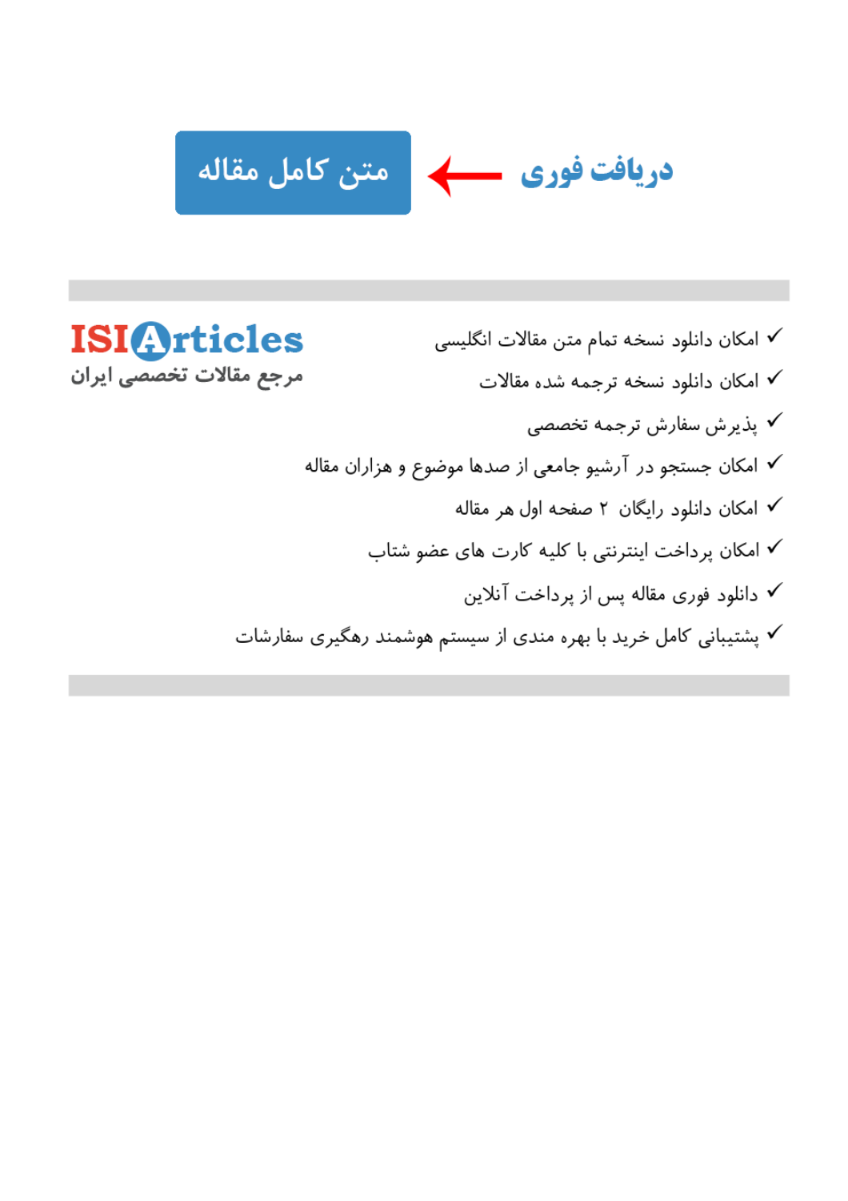دریافت فوری ← **متن کامل مقاله**

**ISIArticles**
مرجع مقالات تخصصی ایران

- ✓ امکان دانلود نسخه تمام متن مقالات انگلیسی
- ✓ امکان دانلود نسخه ترجمه شده مقالات
- ✓ پذیرش سفارش ترجمه تخصصی
- ✓ امکان جستجو در آرشیو جامعی از صدها موضوع و هزاران مقاله
- ✓ امکان دانلود رایگان ۲ صفحه اول هر مقاله
- ✓ امکان پرداخت اینترنتی با کلیه کارت های عضو شتاب
- ✓ دانلود فوری مقاله پس از پرداخت آنلاین
- ✓ پشتیبانی کامل خرید با بهره مندی از سیستم هوشمند رهگیری سفارشات